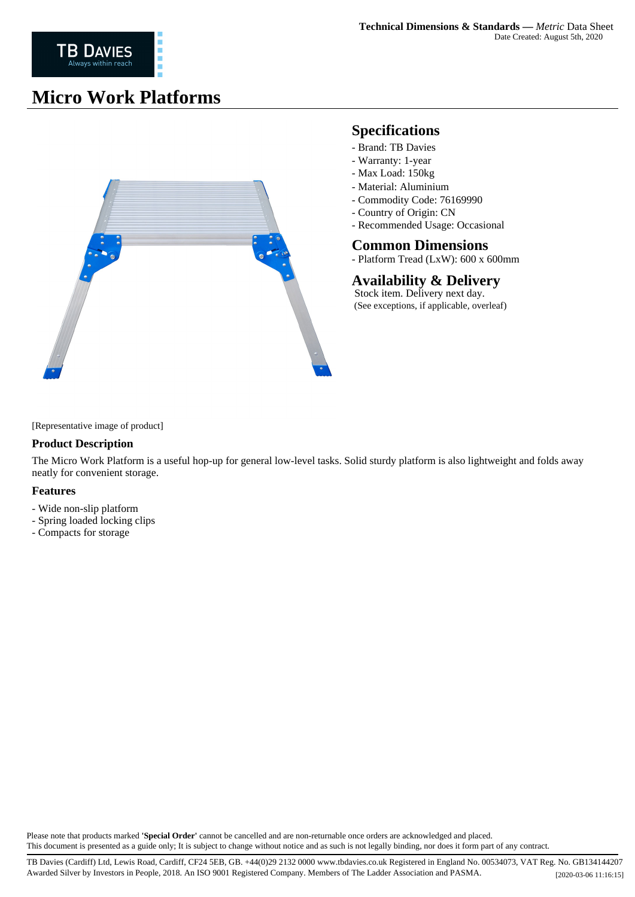**Technical Dimensions & Standards —** *Metric* Data Sheet
Date Created: August 5th, 2020

# Micro Work Platforms

## Specifications

- Brand: TB Davies
- Warranty: 1-year
- Max Load: 150kg
- Material: Aluminium
- Commodity Code: 76169990
- Country of Origin: CN
- Recommended Usage: Occasional

## Common Dimensions

- Platform Tread (LxW): 600 x 600mm

## Availability & Delivery

Stock item. Delivery next day.
(See exceptions, if applicable, overleaf)

[Representative image of product]

### Product Description

The Micro Work Platform is a useful hop-up for general low-level tasks. Solid sturdy platform is also lightweight and folds away neatly for convenient storage.

### Features

- Wide non-slip platform
- Spring loaded locking clips
- Compacts for storage

Please note that products marked **'Special Order'** cannot be cancelled and are non-returnable once orders are acknowledged and placed.
This document is presented as a guide only; It is subject to change without notice and as such is not legally binding, nor does it form part of any contract.

TB Davies (Cardiff) Ltd, Lewis Road, Cardiff, CF24 5EB, GB. +44(0)29 2132 0000 www.tbdavies.co.uk Registered in England No. 00534073, VAT Reg. No. GB134144207
Awarded Silver by Investors in People, 2018. An ISO 9001 Registered Company. Members of The Ladder Association and PASMA. [2020-03-06 11:16:15]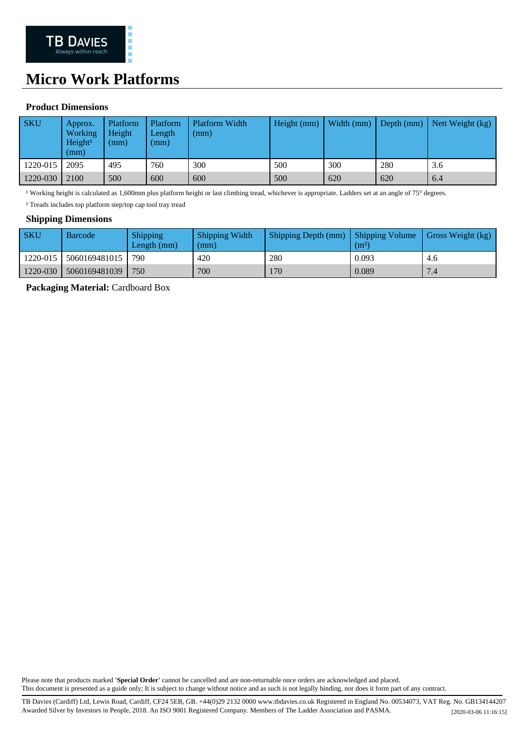# Micro Work Platforms

### Product Dimensions

| SKU | Approx. Working Height[1] (mm) | Platform Height (mm) | Platform Length (mm) | Platform Width (mm) | Height (mm) | Width (mm) | Depth (mm) | Nett Weight (kg) |
|---|---|---|---|---|---|---|---|---|
| 1220-015 | 2095 | 495 | 760 | 300 | 500 | 300 | 280 | 3.6 |
| 1220-030 | 2100 | 500 | 600 | 600 | 500 | 620 | 620 | 6.4 |

[1] Working height is calculated as 1,600mm plus platform height or last climbing tread, whichever is appropriate. Ladders set at an angle of 75° degrees.

[2] Treads includes top platform step/top cap tool tray tread

### Shipping Dimensions

| SKU | Barcode | Shipping Length (mm) | Shipping Width (mm) | Shipping Depth (mm) | Shipping Volume ($m^3$) | Gross Weight (kg) |
|---|---|---|---|---|---|---|
| 1220-015 | 5060169481015 | 790 | 420 | 280 | 0.093 | 4.6 |
| 1220-030 | 5060169481039 | 750 | 700 | 170 | 0.089 | 7.4 |

**Packaging Material:** Cardboard Box

Please note that products marked **'Special Order'** cannot be cancelled and are non-returnable once orders are acknowledged and placed.
This document is presented as a guide only; It is subject to change without notice and as such is not legally binding, nor does it form part of any contract.

TB Davies (Cardiff) Ltd, Lewis Road, Cardiff, CF24 5EB, GB. +44(0)29 2132 0000 www.tbdavies.co.uk Registered in England No. 00534073, VAT Reg. No. GB134144207
Awarded Silver by Investors in People, 2018. An ISO 9001 Registered Company. Members of The Ladder Association and PASMA. [2020-03-06 11:16:15]